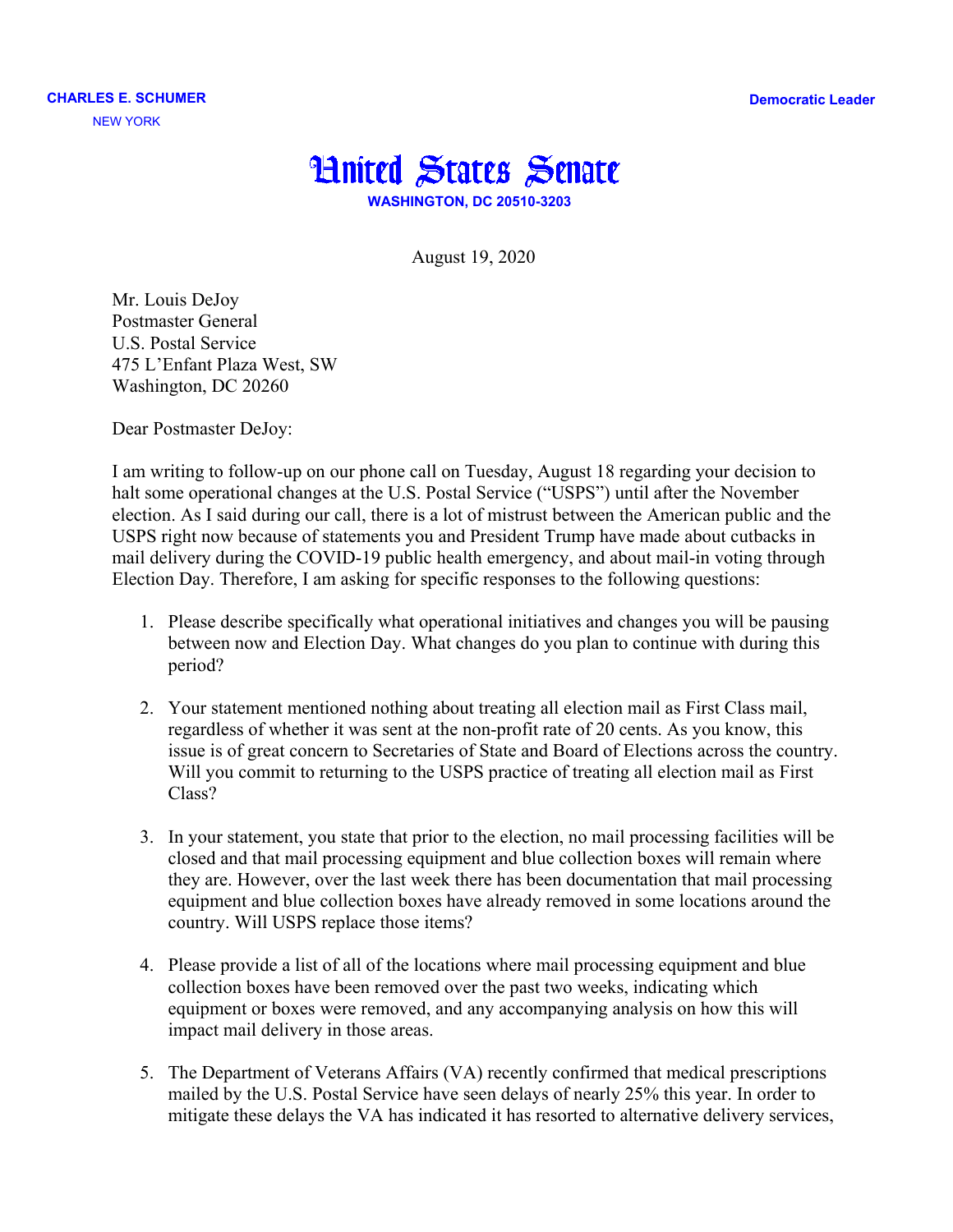CHARLES E. SCHUMER
NEW YORK

Democratic Leader

# United States Senate

WASHINGTON, DC 20510-3203

August 19, 2020

Mr. Louis DeJoy
Postmaster General
U.S. Postal Service
475 L'Enfant Plaza West, SW
Washington, DC 20260

Dear Postmaster DeJoy:

I am writing to follow-up on our phone call on Tuesday, August 18 regarding your decision to halt some operational changes at the U.S. Postal Service ("USPS") until after the November election. As I said during our call, there is a lot of mistrust between the American public and the USPS right now because of statements you and President Trump have made about cutbacks in mail delivery during the COVID-19 public health emergency, and about mail-in voting through Election Day. Therefore, I am asking for specific responses to the following questions:

1. Please describe specifically what operational initiatives and changes you will be pausing between now and Election Day. What changes do you plan to continue with during this period?

2. Your statement mentioned nothing about treating all election mail as First Class mail, regardless of whether it was sent at the non-profit rate of 20 cents. As you know, this issue is of great concern to Secretaries of State and Board of Elections across the country. Will you commit to returning to the USPS practice of treating all election mail as First Class?

3. In your statement, you state that prior to the election, no mail processing facilities will be closed and that mail processing equipment and blue collection boxes will remain where they are. However, over the last week there has been documentation that mail processing equipment and blue collection boxes have already removed in some locations around the country. Will USPS replace those items?

4. Please provide a list of all of the locations where mail processing equipment and blue collection boxes have been removed over the past two weeks, indicating which equipment or boxes were removed, and any accompanying analysis on how this will impact mail delivery in those areas.

5. The Department of Veterans Affairs (VA) recently confirmed that medical prescriptions mailed by the U.S. Postal Service have seen delays of nearly 25% this year. In order to mitigate these delays the VA has indicated it has resorted to alternative delivery services,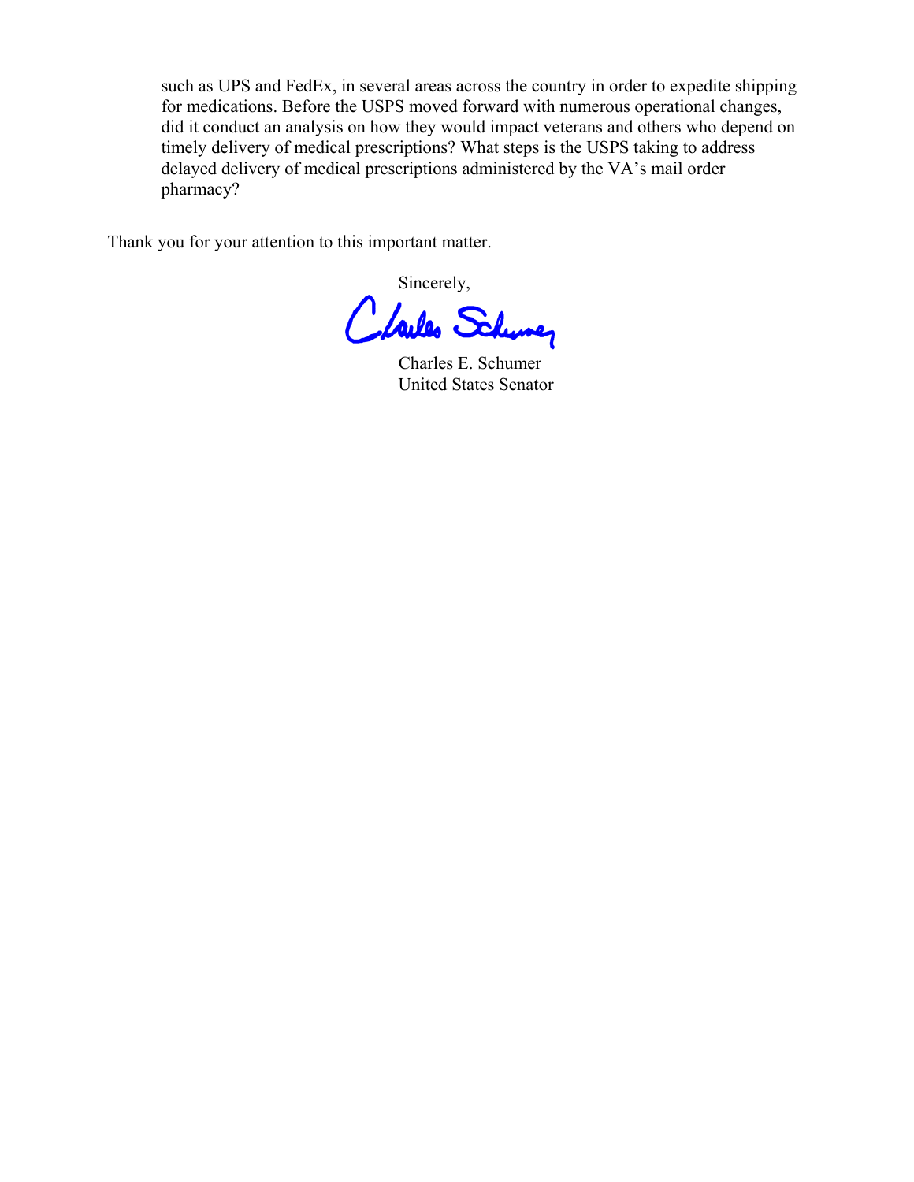such as UPS and FedEx, in several areas across the country in order to expedite shipping for medications. Before the USPS moved forward with numerous operational changes, did it conduct an analysis on how they would impact veterans and others who depend on timely delivery of medical prescriptions? What steps is the USPS taking to address delayed delivery of medical prescriptions administered by the VA's mail order pharmacy?

Thank you for your attention to this important matter.

Sincerely,

Charles E. Schumer
United States Senator